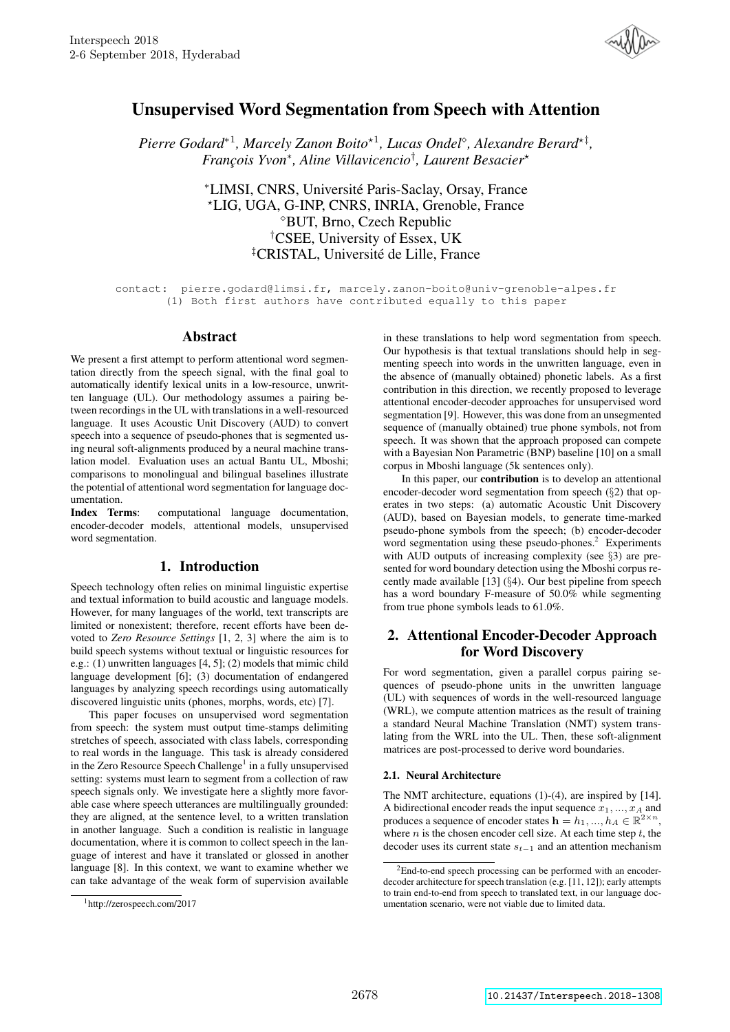# Unsupervised Word Segmentation from Speech with Attention

*Pierre Godard*[*1], *Marcely Zanon Boito*[⋆1], *Lucas Ondel*[⋄], *Alexandre Berard*[⋆‡], *François Yvon*[*], *Aline Villavicencio*[†], *Laurent Besacier*[⋆]

[*]LIMSI, CNRS, Université Paris-Saclay, Orsay, France
[⋆]LIG, UGA, G-INP, CNRS, INRIA, Grenoble, France
[⋄]BUT, Brno, Czech Republic
[†]CSEE, University of Essex, UK
[‡]CRISTAL, Université de Lille, France

contact: pierre.godard@limsi.fr, marcely.zanon-boito@univ-grenoble-alpes.fr
(1) Both first authors have contributed equally to this paper

## Abstract

We present a first attempt to perform attentional word segmentation directly from the speech signal, with the final goal to automatically identify lexical units in a low-resource, unwritten language (UL). Our methodology assumes a pairing between recordings in the UL with translations in a well-resourced language. It uses Acoustic Unit Discovery (AUD) to convert speech into a sequence of pseudo-phones that is segmented using neural soft-alignments produced by a neural machine translation model. Evaluation uses an actual Bantu UL, Mboshi; comparisons to monolingual and bilingual baselines illustrate the potential of attentional word segmentation for language documentation.

**Index Terms**: computational language documentation, encoder-decoder models, attentional models, unsupervised word segmentation.

## 1. Introduction

Speech technology often relies on minimal linguistic expertise and textual information to build acoustic and language models. However, for many languages of the world, text transcripts are limited or nonexistent; therefore, recent efforts have been devoted to *Zero Resource Settings* [1, 2, 3] where the aim is to build speech systems without textual or linguistic resources for e.g.: (1) unwritten languages [4, 5]; (2) models that mimic child language development [6]; (3) documentation of endangered languages by analyzing speech recordings using automatically discovered linguistic units (phones, morphs, words, etc) [7].

This paper focuses on unsupervised word segmentation from speech: the system must output time-stamps delimiting stretches of speech, associated with class labels, corresponding to real words in the language. This task is already considered in the Zero Resource Speech Challenge[1] in a fully unsupervised setting: systems must learn to segment from a collection of raw speech signals only. We investigate here a slightly more favorable case where speech utterances are multilingually grounded: they are aligned, at the sentence level, to a written translation in another language. Such a condition is realistic in language documentation, where it is common to collect speech in the language of interest and have it translated or glossed in another language [8]. In this context, we want to examine whether we can take advantage of the weak form of supervision available in these translations to help word segmentation from speech. Our hypothesis is that textual translations should help in segmenting speech into words in the unwritten language, even in the absence of (manually obtained) phonetic labels. As a first contribution in this direction, we recently proposed to leverage attentional encoder-decoder approaches for unsupervised word segmentation [9]. However, this was done from an unsegmented sequence of (manually obtained) true phone symbols, not from speech. It was shown that the approach proposed can compete with a Bayesian Non Parametric (BNP) baseline [10] on a small corpus in Mboshi language (5k sentences only).

In this paper, our **contribution** is to develop an attentional encoder-decoder word segmentation from speech (§2) that operates in two steps: (a) automatic Acoustic Unit Discovery (AUD), based on Bayesian models, to generate time-marked pseudo-phone symbols from the speech; (b) encoder-decoder word segmentation using these pseudo-phones.[2] Experiments with AUD outputs of increasing complexity (see §3) are presented for word boundary detection using the Mboshi corpus recently made available [13] (§4). Our best pipeline from speech has a word boundary F-measure of 50.0% while segmenting from true phone symbols leads to 61.0%.

## 2. Attentional Encoder-Decoder Approach for Word Discovery

For word segmentation, given a parallel corpus pairing sequences of pseudo-phone units in the unwritten language (UL) with sequences of words in the well-resourced language (WRL), we compute attention matrices as the result of training a standard Neural Machine Translation (NMT) system translating from the WRL into the UL. Then, these soft-alignment matrices are post-processed to derive word boundaries.

### 2.1. Neural Architecture

The NMT architecture, equations (1)-(4), are inspired by [14]. A bidirectional encoder reads the input sequence $x_1, ..., x_A$ and produces a sequence of encoder states $\mathbf{h} = h_1, ..., h_A \in \mathbb{R}^{2 \times n}$, where $n$ is the chosen encoder cell size. At each time step $t$, the decoder uses its current state $s_{t-1}$ and an attention mechanism

---

[1] http://zerospeech.com/2017

[2] End-to-end speech processing can be performed with an encoder-decoder architecture for speech translation (e.g. [11, 12]); early attempts to train end-to-end from speech to translated text, in our language documentation scenario, were not viable due to limited data.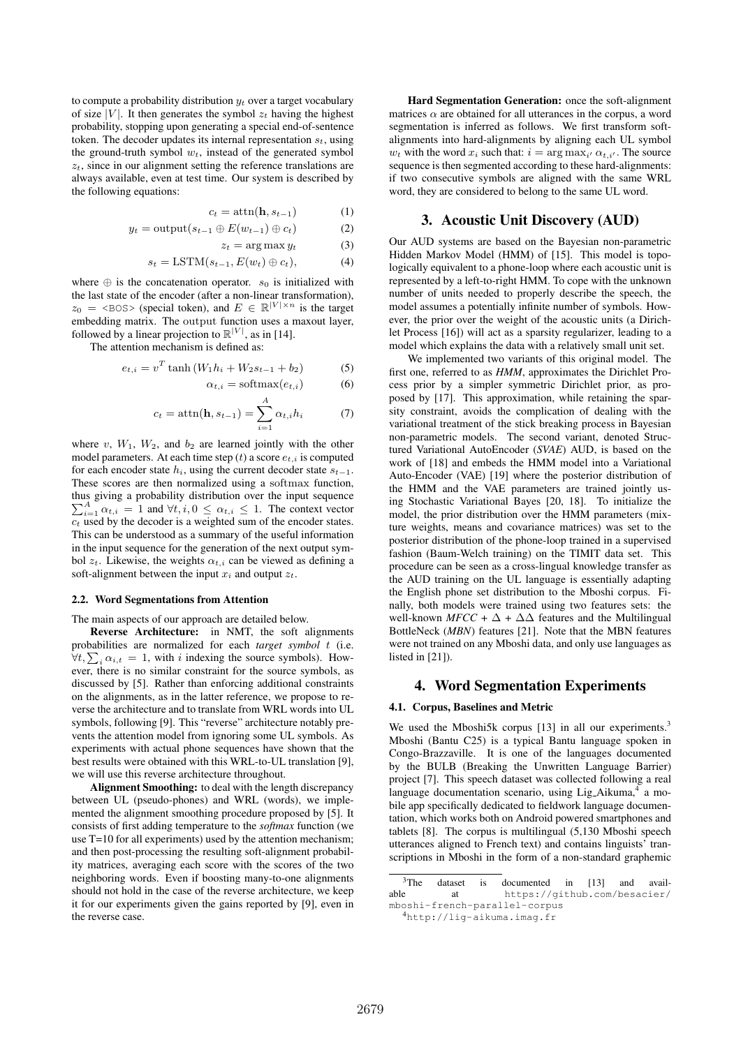to compute a probability distribution $y_t$ over a target vocabulary of size $|V|$. It then generates the symbol $z_t$ having the highest probability, stopping upon generating a special end-of-sentence token. The decoder updates its internal representation $s_t$, using the ground-truth symbol $w_t$, instead of the generated symbol $z_t$, since in our alignment setting the reference translations are always available, even at test time. Our system is described by the following equations:

$$c_t = \text{attn}(\mathbf{h}, s_{t-1}) \tag{1}$$

$$y_t = \text{output}(s_{t-1} \oplus E(w_{t-1}) \oplus c_t) \tag{2}$$

$$z_t = \arg\max y_t \tag{3}$$

$$s_t = \text{LSTM}(s_{t-1}, E(w_t) \oplus c_t), \tag{4}$$

where $\oplus$ is the concatenation operator. $s_0$ is initialized with the last state of the encoder (after a non-linear transformation), $z_0$ = `<BOS>` (special token), and $E \in \mathbb{R}^{|V| \times n}$ is the target embedding matrix. The output function uses a maxout layer, followed by a linear projection to $\mathbb{R}^{|V|}$, as in [14].

The attention mechanism is defined as:

$$e_{t,i} = v^T \tanh(W_1 h_i + W_2 s_{t-1} + b_2) \tag{5}$$

$$\alpha_{t,i} = \text{softmax}(e_{t,i}) \tag{6}$$

$$c_t = \text{attn}(\mathbf{h}, s_{t-1}) = \sum_{i=1}^{A} \alpha_{t,i} h_i \tag{7}$$

where $v$, $W_1$, $W_2$, and $b_2$ are learned jointly with the other model parameters. At each time step $(t)$ a score $e_{t,i}$ is computed for each encoder state $h_i$, using the current decoder state $s_{t-1}$. These scores are then normalized using a softmax function, thus giving a probability distribution over the input sequence $\sum_{i=1}^{A} \alpha_{t,i} = 1$ and $\forall t, i, 0 \leq \alpha_{t,i} \leq 1$. The context vector $c_t$ used by the decoder is a weighted sum of the encoder states. This can be understood as a summary of the useful information in the input sequence for the generation of the next output symbol $z_t$. Likewise, the weights $\alpha_{t,i}$ can be viewed as defining a soft-alignment between the input $x_i$ and output $z_t$.

### 2.2. Word Segmentations from Attention

The main aspects of our approach are detailed below.

**Reverse Architecture:** in NMT, the soft alignments probabilities are normalized for each *target symbol* $t$ (i.e. $\forall t, \sum_i \alpha_{i,t} = 1$, with $i$ indexing the source symbols). However, there is no similar constraint for the source symbols, as discussed by [5]. Rather than enforcing additional constraints on the alignments, as in the latter reference, we propose to reverse the architecture and to translate from WRL words into UL symbols, following [9]. This "reverse" architecture notably prevents the attention model from ignoring some UL symbols. As experiments with actual phone sequences have shown that the best results were obtained with this WRL-to-UL translation [9], we will use this reverse architecture throughout.

**Alignment Smoothing:** to deal with the length discrepancy between UL (pseudo-phones) and WRL (words), we implemented the alignment smoothing procedure proposed by [5]. It consists of first adding temperature to the *softmax* function (we use T=10 for all experiments) used by the attention mechanism; and then post-processing the resulting soft-alignment probability matrices, averaging each score with the scores of the two neighboring words. Even if boosting many-to-one alignments should not hold in the case of the reverse architecture, we keep it for our experiments given the gains reported by [9], even in the reverse case.

**Hard Segmentation Generation:** once the soft-alignment matrices $\alpha$ are obtained for all utterances in the corpus, a word segmentation is inferred as follows. We first transform soft-alignments into hard-alignments by aligning each UL symbol $w_t$ with the word $x_i$ such that: $i = \arg\max_{i'} \alpha_{t,i'}$. The source sequence is then segmented according to these hard-alignments: if two consecutive symbols are aligned with the same WRL word, they are considered to belong to the same UL word.

## 3. Acoustic Unit Discovery (AUD)

Our AUD systems are based on the Bayesian non-parametric Hidden Markov Model (HMM) of [15]. This model is topologically equivalent to a phone-loop where each acoustic unit is represented by a left-to-right HMM. To cope with the unknown number of units needed to properly describe the speech, the model assumes a potentially infinite number of symbols. However, the prior over the weight of the acoustic units (a Dirichlet Process [16]) will act as a sparsity regularizer, leading to a model which explains the data with a relatively small unit set.

We implemented two variants of this original model. The first one, referred to as *HMM*, approximates the Dirichlet Process prior by a simpler symmetric Dirichlet prior, as proposed by [17]. This approximation, while retaining the sparsity constraint, avoids the complication of dealing with the variational treatment of the stick breaking process in Bayesian non-parametric models. The second variant, denoted Structured Variational AutoEncoder (*SVAE*) AUD, is based on the work of [18] and embeds the HMM model into a Variational Auto-Encoder (VAE) [19] where the posterior distribution of the HMM and the VAE parameters are trained jointly using Stochastic Variational Bayes [20, 18]. To initialize the model, the prior distribution over the HMM parameters (mixture weights, means and covariance matrices) was set to the posterior distribution of the phone-loop trained in a supervised fashion (Baum-Welch training) on the TIMIT data set. This procedure can be seen as a cross-lingual knowledge transfer as the AUD training on the UL language is essentially adapting the English phone set distribution to the Mboshi corpus. Finally, both models were trained using two features sets: the well-known *MFCC* + $\Delta$ + $\Delta\Delta$ features and the Multilingual BottleNeck (*MBN*) features [21]. Note that the MBN features were not trained on any Mboshi data, and only use languages as listed in [21]).

## 4. Word Segmentation Experiments

### 4.1. Corpus, Baselines and Metric

We used the Mboshi5k corpus [13] in all our experiments.[3] Mboshi (Bantu C25) is a typical Bantu language spoken in Congo-Brazzaville. It is one of the languages documented by the BULB (Breaking the Unwritten Language Barrier) project [7]. This speech dataset was collected following a real language documentation scenario, using Lig_Aikuma,[4] a mobile app specifically dedicated to fieldwork language documentation, which works both on Android powered smartphones and tablets [8]. The corpus is multilingual (5,130 Mboshi speech utterances aligned to French text) and contains linguists' transcriptions in Mboshi in the form of a non-standard graphemic

[3] The dataset is documented in [13] and available at https://github.com/besacier/mboshi-french-parallel-corpus

[4] http://lig-aikuma.imag.fr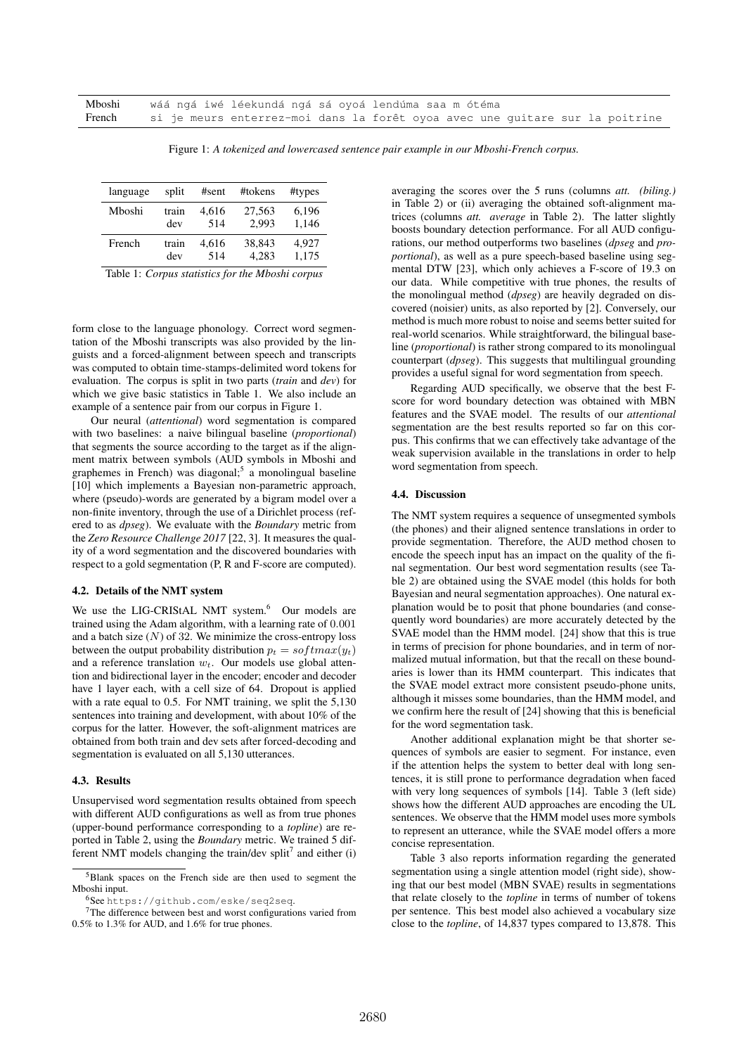| | |
|---|---|
| Mboshi | wáá ngá iwé léekundá ngá sá oyoá lendúma saa m ótéma |
| French | si je meurs enterrez-moi dans la forêt oyoa avec une guitare sur la poitrine |

Figure 1: *A tokenized and lowercased sentence pair example in our Mboshi-French corpus.*

| language | split | #sent | #tokens | #types |
|---|---|---|---|---|
| Mboshi | train | 4,616 | 27,563 | 6,196 |
| | dev | 514 | 2,993 | 1,146 |
| French | train | 4,616 | 38,843 | 4,927 |
| | dev | 514 | 4,283 | 1,175 |

Table 1: *Corpus statistics for the Mboshi corpus*

form close to the language phonology. Correct word segmentation of the Mboshi transcripts was also provided by the linguists and a forced-alignment between speech and transcripts was computed to obtain time-stamps-delimited word tokens for evaluation. The corpus is split in two parts (*train* and *dev*) for which we give basic statistics in Table 1. We also include an example of a sentence pair from our corpus in Figure 1.

Our neural (*attentional*) word segmentation is compared with two baselines: a naive bilingual baseline (*proportional*) that segments the source according to the target as if the alignment matrix between symbols (AUD symbols in Mboshi and graphemes in French) was diagonal;[5] a monolingual baseline [10] which implements a Bayesian non-parametric approach, where (pseudo)-words are generated by a bigram model over a non-finite inventory, through the use of a Dirichlet process (referred to as *dpseg*). We evaluate with the *Boundary* metric from the *Zero Resource Challenge 2017* [22, 3]. It measures the quality of a word segmentation and the discovered boundaries with respect to a gold segmentation (P, R and F-score are computed).

### 4.2. Details of the NMT system

We use the LIG-CRIStAL NMT system.[6] Our models are trained using the Adam algorithm, with a learning rate of 0.001 and a batch size ($N$) of 32. We minimize the cross-entropy loss between the output probability distribution $p_t = softmax(y_t)$ and a reference translation $w_t$. Our models use global attention and bidirectional layer in the encoder; encoder and decoder have 1 layer each, with a cell size of 64. Dropout is applied with a rate equal to 0.5. For NMT training, we split the 5,130 sentences into training and development, with about 10% of the corpus for the latter. However, the soft-alignment matrices are obtained from both train and dev sets after forced-decoding and segmentation is evaluated on all 5,130 utterances.

### 4.3. Results

Unsupervised word segmentation results obtained from speech with different AUD configurations as well as from true phones (upper-bound performance corresponding to a *topline*) are reported in Table 2, using the *Boundary* metric. We trained 5 different NMT models changing the train/dev split[7] and either (i) averaging the scores over the 5 runs (columns *att. (biling.)* in Table 2) or (ii) averaging the obtained soft-alignment matrices (columns *att. average* in Table 2). The latter slightly boosts boundary detection performance. For all AUD configurations, our method outperforms two baselines (*dpseg* and *proportional*), as well as a pure speech-based baseline using segmental DTW [23], which only achieves a F-score of 19.3 on our data. While competitive with true phones, the results of the monolingual method (*dpseg*) are heavily degraded on discovered (noisier) units, as also reported by [2]. Conversely, our method is much more robust to noise and seems better suited for real-world scenarios. While straightforward, the bilingual baseline (*proportional*) is rather strong compared to its monolingual counterpart (*dpseg*). This suggests that multilingual grounding provides a useful signal for word segmentation from speech.

Regarding AUD specifically, we observe that the best F-score for word boundary detection was obtained with MBN features and the SVAE model. The results of our *attentional* segmentation are the best results reported so far on this corpus. This confirms that we can effectively take advantage of the weak supervision available in the translations in order to help word segmentation from speech.

### 4.4. Discussion

The NMT system requires a sequence of unsegmented symbols (the phones) and their aligned sentence translations in order to provide segmentation. Therefore, the AUD method chosen to encode the speech input has an impact on the quality of the final segmentation. Our best word segmentation results (see Table 2) are obtained using the SVAE model (this holds for both Bayesian and neural segmentation approaches). One natural explanation would be to posit that phone boundaries (and consequently word boundaries) are more accurately detected by the SVAE model than the HMM model. [24] show that this is true in terms of precision for phone boundaries, and in term of normalized mutual information, but that the recall on these boundaries is lower than its HMM counterpart. This indicates that the SVAE model extract more consistent pseudo-phone units, although it misses some boundaries, than the HMM model, and we confirm here the result of [24] showing that this is beneficial for the word segmentation task.

Another additional explanation might be that shorter sequences of symbols are easier to segment. For instance, even if the attention helps the system to better deal with long sentences, it is still prone to performance degradation when faced with very long sequences of symbols [14]. Table 3 (left side) shows how the different AUD approaches are encoding the UL sentences. We observe that the HMM model uses more symbols to represent an utterance, while the SVAE model offers a more concise representation.

Table 3 also reports information regarding the generated segmentation using a single attention model (right side), showing that our best model (MBN SVAE) results in segmentations that relate closely to the *topline* in terms of number of tokens per sentence. This best model also achieved a vocabulary size close to the *topline*, of 14,837 types compared to 13,878. This

[5] Blank spaces on the French side are then used to segment the Mboshi input.

[6] See https://github.com/eske/seq2seq.

[7] The difference between best and worst configurations varied from 0.5% to 1.3% for AUD, and 1.6% for true phones.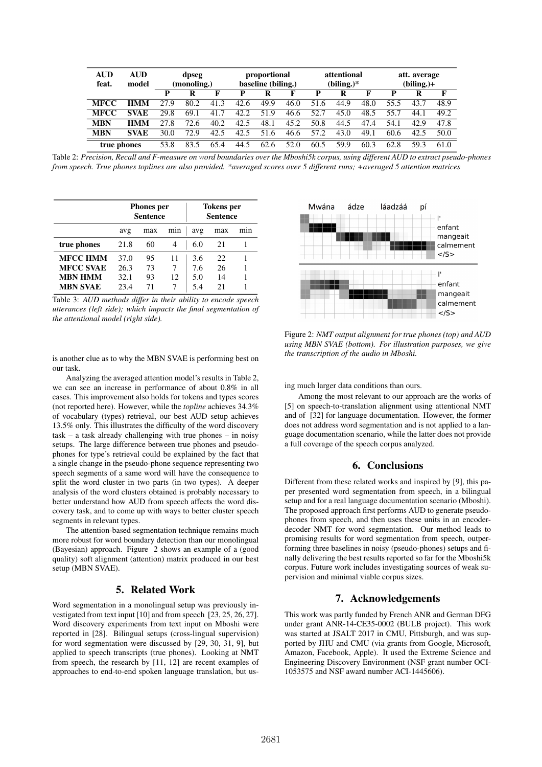| AUD feat. | AUD model | dpseg (monoling.) | | | proportional baseline (biling.) | | | attentional (biling.)* | | | att. average (biling.)+ | | |
|---|---|---|---|---|---|---|---|---|---|---|---|---|---|
| | | P | R | F | P | R | F | P | R | F | P | R | F |
| **MFCC** | **HMM** | 27.9 | 80.2 | 41.3 | 42.6 | 49.9 | 46.0 | 51.6 | 44.9 | 48.0 | 55.5 | 43.7 | 48.9 |
| **MFCC** | **SVAE** | 29.8 | 69.1 | 41.7 | 42.2 | 51.9 | 46.6 | 52.7 | 45.0 | 48.5 | 55.7 | 44.1 | 49.2 |
| **MBN** | **HMM** | 27.8 | 72.6 | 40.2 | 42.5 | 48.1 | 45.2 | 50.8 | 44.5 | 47.4 | 54.1 | 42.9 | 47.8 |
| **MBN** | **SVAE** | 30.0 | 72.9 | 42.5 | 42.5 | 51.6 | 46.6 | 57.2 | 43.0 | 49.1 | 60.6 | 42.5 | 50.0 |
| **true phones** | | 53.8 | 83.5 | 65.4 | 44.5 | 62.6 | 52.0 | 60.5 | 59.9 | 60.3 | 62.8 | 59.3 | 61.0 |

Table 2: *Precision, Recall and F-measure on word boundaries over the Mboshi5k corpus, using different AUD to extract pseudo-phones from speech. True phones toplines are also provided. \*averaged scores over 5 different runs; +averaged 5 attention matrices*

| | Phones per Sentence | | | Tokens per Sentence | | |
|---|---|---|---|---|---|---|
| | avg | max | min | avg | max | min |
| **true phones** | 21.8 | 60 | 4 | 6.0 | 21 | 1 |
| **MFCC HMM** | 37.0 | 95 | 11 | 3.6 | 22 | 1 |
| **MFCC SVAE** | 26.3 | 73 | 7 | 7.6 | 26 | 1 |
| **MBN HMM** | 32.1 | 93 | 12 | 5.0 | 14 | 1 |
| **MBN SVAE** | 23.4 | 71 | 7 | 5.4 | 21 | 1 |

Table 3: *AUD methods differ in their ability to encode speech utterances (left side); which impacts the final segmentation of the attentional model (right side).*

is another clue as to why the MBN SVAE is performing best on our task.

Analyzing the averaged attention model's results in Table 2, we can see an increase in performance of about 0.8% in all cases. This improvement also holds for tokens and types scores (not reported here). However, while the *topline* achieves 34.3% of vocabulary (types) retrieval, our best AUD setup achieves 13.5% only. This illustrates the difficulty of the word discovery task – a task already challenging with true phones – in noisy setups. The large difference between true phones and pseudo-phones for type's retrieval could be explained by the fact that a single change in the pseudo-phone sequence representing two speech segments of a same word will have the consequence to split the word cluster in two parts (in two types). A deeper analysis of the word clusters obtained is probably necessary to better understand how AUD from speech affects the word discovery task, and to come up with ways to better cluster speech segments in relevant types.

The attention-based segmentation technique remains much more robust for word boundary detection than our monolingual (Bayesian) approach. Figure 2 shows an example of a (good quality) soft alignment (attention) matrix produced in our best setup (MBN SVAE).

Figure 2: *NMT output alignment for true phones (top) and AUD using MBN SVAE (bottom). For illustration purposes, we give the transcription of the audio in Mboshi.*

## 5. Related Work

Word segmentation in a monolingual setup was previously investigated from text input [10] and from speech [23, 25, 26, 27]. Word discovery experiments from text input on Mboshi were reported in [28]. Bilingual setups (cross-lingual supervision) for word segmentation were discussed by [29, 30, 31, 9], but applied to speech transcripts (true phones). Looking at NMT from speech, the research by [11, 12] are recent examples of approaches to end-to-end spoken language translation, but using much larger data conditions than ours.

Among the most relevant to our approach are the works of [5] on speech-to-translation alignment using attentional NMT and of [32] for language documentation. However, the former does not address word segmentation and is not applied to a language documentation scenario, while the latter does not provide a full coverage of the speech corpus analyzed.

## 6. Conclusions

Different from these related works and inspired by [9], this paper presented word segmentation from speech, in a bilingual setup and for a real language documentation scenario (Mboshi). The proposed approach first performs AUD to generate pseudo-phones from speech, and then uses these units in an encoder-decoder NMT for word segmentation. Our method leads to promising results for word segmentation from speech, outperforming three baselines in noisy (pseudo-phones) setups and finally delivering the best results reported so far for the Mboshi5k corpus. Future work includes investigating sources of weak supervision and minimal viable corpus sizes.

## 7. Acknowledgements

This work was partly funded by French ANR and German DFG under grant ANR-14-CE35-0002 (BULB project). This work was started at JSALT 2017 in CMU, Pittsburgh, and was supported by JHU and CMU (via grants from Google, Microsoft, Amazon, Facebook, Apple). It used the Extreme Science and Engineering Discovery Environment (NSF grant number OCI-1053575 and NSF award number ACI-1445606).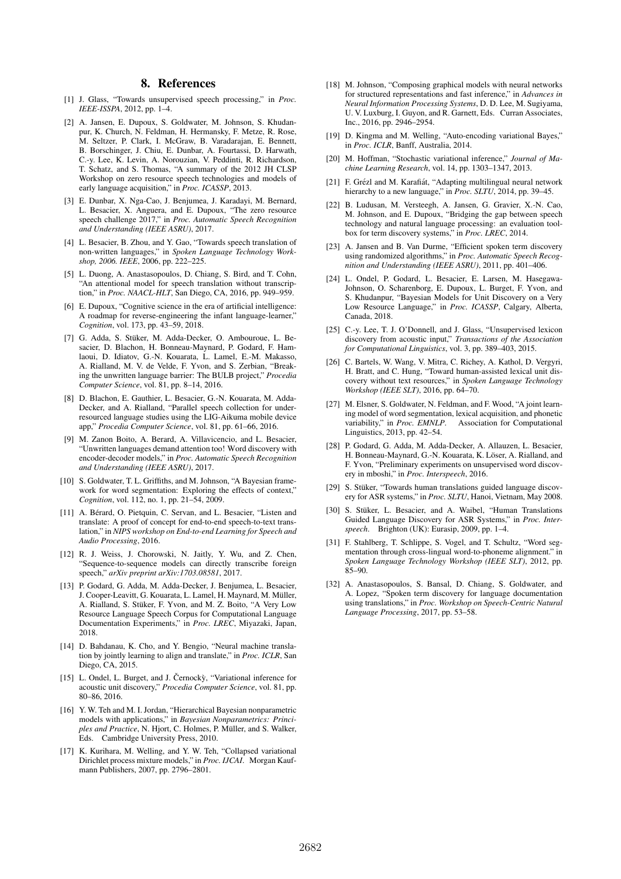## 8. References

[1] J. Glass, "Towards unsupervised speech processing," in *Proc. IEEE-ISSPA*, 2012, pp. 1–4.

[2] A. Jansen, E. Dupoux, S. Goldwater, M. Johnson, S. Khudanpur, K. Church, N. Feldman, H. Hermansky, F. Metze, R. Rose, M. Seltzer, P. Clark, I. McGraw, B. Varadarajan, E. Bennett, B. Borschinger, J. Chiu, E. Dunbar, A. Fourtassi, D. Harwath, C.-y. Lee, K. Levin, A. Norouzian, V. Peddinti, R. Richardson, T. Schatz, and S. Thomas, "A summary of the 2012 JH CLSP Workshop on zero resource speech technologies and models of early language acquisition," in *Proc. ICASSP*, 2013.

[3] E. Dunbar, X. Nga-Cao, J. Benjumea, J. Karadayi, M. Bernard, L. Besacier, X. Anguera, and E. Dupoux, "The zero resource speech challenge 2017," in *Proc. Automatic Speech Recognition and Understanding (IEEE ASRU)*, 2017.

[4] L. Besacier, B. Zhou, and Y. Gao, "Towards speech translation of non-written languages," in *Spoken Language Technology Workshop, 2006. IEEE*, 2006, pp. 222–225.

[5] L. Duong, A. Anastasopoulos, D. Chiang, S. Bird, and T. Cohn, "An attentional model for speech translation without transcription," in *Proc. NAACL-HLT*, San Diego, CA, 2016, pp. 949–959.

[6] E. Dupoux, "Cognitive science in the era of artificial intelligence: A roadmap for reverse-engineering the infant language-learner," *Cognition*, vol. 173, pp. 43–59, 2018.

[7] G. Adda, S. Stüker, M. Adda-Decker, O. Ambouroue, L. Besacier, D. Blachon, H. Bonneau-Maynard, P. Godard, F. Hamlaoui, D. Idiatov, G.-N. Kouarata, L. Lamel, E.-M. Makasso, A. Rialland, M. V. de Velde, F. Yvon, and S. Zerbian, "Breaking the unwritten language barrier: The BULB project," *Procedia Computer Science*, vol. 81, pp. 8–14, 2016.

[8] D. Blachon, E. Gauthier, L. Besacier, G.-N. Kouarata, M. Adda-Decker, and A. Rialland, "Parallel speech collection for under-resourced language studies using the LIG-Aikuma mobile device app," *Procedia Computer Science*, vol. 81, pp. 61–66, 2016.

[9] M. Zanon Boito, A. Berard, A. Villavicencio, and L. Besacier, "Unwritten languages demand attention too! Word discovery with encoder-decoder models," in *Proc. Automatic Speech Recognition and Understanding (IEEE ASRU)*, 2017.

[10] S. Goldwater, T. L. Griffiths, and M. Johnson, "A Bayesian framework for word segmentation: Exploring the effects of context," *Cognition*, vol. 112, no. 1, pp. 21–54, 2009.

[11] A. Bérard, O. Pietquin, C. Servan, and L. Besacier, "Listen and translate: A proof of concept for end-to-end speech-to-text translation," in *NIPS workshop on End-to-end Learning for Speech and Audio Processing*, 2016.

[12] R. J. Weiss, J. Chorowski, N. Jaitly, Y. Wu, and Z. Chen, "Sequence-to-sequence models can directly transcribe foreign speech," *arXiv preprint arXiv:1703.08581*, 2017.

[13] P. Godard, G. Adda, M. Adda-Decker, J. Benjumea, L. Besacier, J. Cooper-Leavitt, G. Kouarata, L. Lamel, H. Maynard, M. Müller, A. Rialland, S. Stüker, F. Yvon, and M. Z. Boito, "A Very Low Resource Language Speech Corpus for Computational Language Documentation Experiments," in *Proc. LREC*, Miyazaki, Japan, 2018.

[14] D. Bahdanau, K. Cho, and Y. Bengio, "Neural machine translation by jointly learning to align and translate," in *Proc. ICLR*, San Diego, CA, 2015.

[15] L. Ondel, L. Burget, and J. Černockỳ, "Variational inference for acoustic unit discovery," *Procedia Computer Science*, vol. 81, pp. 80–86, 2016.

[16] Y. W. Teh and M. I. Jordan, "Hierarchical Bayesian nonparametric models with applications," in *Bayesian Nonparametrics: Principles and Practice*, N. Hjort, C. Holmes, P. Müller, and S. Walker, Eds. Cambridge University Press, 2010.

[17] K. Kurihara, M. Welling, and Y. W. Teh, "Collapsed variational Dirichlet process mixture models," in *Proc. IJCAI*. Morgan Kaufmann Publishers, 2007, pp. 2796–2801.

[18] M. Johnson, "Composing graphical models with neural networks for structured representations and fast inference," in *Advances in Neural Information Processing Systems*, D. D. Lee, M. Sugiyama, U. V. Luxburg, I. Guyon, and R. Garnett, Eds. Curran Associates, Inc., 2016, pp. 2946–2954.

[19] D. Kingma and M. Welling, "Auto-encoding variational Bayes," in *Proc. ICLR*, Banff, Australia, 2014.

[20] M. Hoffman, "Stochastic variational inference," *Journal of Machine Learning Research*, vol. 14, pp. 1303–1347, 2013.

[21] F. Grézl and M. Karafiát, "Adapting multilingual neural network hierarchy to a new language," in *Proc. SLTU*, 2014, pp. 39–45.

[22] B. Ludusan, M. Versteegh, A. Jansen, G. Gravier, X.-N. Cao, M. Johnson, and E. Dupoux, "Bridging the gap between speech technology and natural language processing: an evaluation toolbox for term discovery systems," in *Proc. LREC*, 2014.

[23] A. Jansen and B. Van Durme, "Efficient spoken term discovery using randomized algorithms," in *Proc. Automatic Speech Recognition and Understanding (IEEE ASRU)*, 2011, pp. 401–406.

[24] L. Ondel, P. Godard, L. Besacier, E. Larsen, M. Hasegawa-Johnson, O. Scharenborg, E. Dupoux, L. Burget, F. Yvon, and S. Khudanpur, "Bayesian Models for Unit Discovery on a Very Low Resource Language," in *Proc. ICASSP*, Calgary, Alberta, Canada, 2018.

[25] C.-y. Lee, T. J. O'Donnell, and J. Glass, "Unsupervised lexicon discovery from acoustic input," *Transactions of the Association for Computational Linguistics*, vol. 3, pp. 389–403, 2015.

[26] C. Bartels, W. Wang, V. Mitra, C. Richey, A. Kathol, D. Vergyri, H. Bratt, and C. Hung, "Toward human-assisted lexical unit discovery without text resources," in *Spoken Language Technology Workshop (IEEE SLT)*, 2016, pp. 64–70.

[27] M. Elsner, S. Goldwater, N. Feldman, and F. Wood, "A joint learning model of word segmentation, lexical acquisition, and phonetic variability," in *Proc. EMNLP*. Association for Computational Linguistics, 2013, pp. 42–54.

[28] P. Godard, G. Adda, M. Adda-Decker, A. Allauzen, L. Besacier, H. Bonneau-Maynard, G.-N. Kouarata, K. Löser, A. Rialland, and F. Yvon, "Preliminary experiments on unsupervised word discovery in mboshi," in *Proc. Interspeech*, 2016.

[29] S. Stüker, "Towards human translations guided language discovery for ASR systems," in *Proc. SLTU*, Hanoi, Vietnam, May 2008.

[30] S. Stüker, L. Besacier, and A. Waibel, "Human Translations Guided Language Discovery for ASR Systems," in *Proc. Interspeech*. Brighton (UK): Eurasip, 2009, pp. 1–4.

[31] F. Stahlberg, T. Schlippe, S. Vogel, and T. Schultz, "Word segmentation through cross-lingual word-to-phoneme alignment." in *Spoken Language Technology Workshop (IEEE SLT)*, 2012, pp. 85–90.

[32] A. Anastasopoulos, S. Bansal, D. Chiang, S. Goldwater, and A. Lopez, "Spoken term discovery for language documentation using translations," in *Proc. Workshop on Speech-Centric Natural Language Processing*, 2017, pp. 53–58.